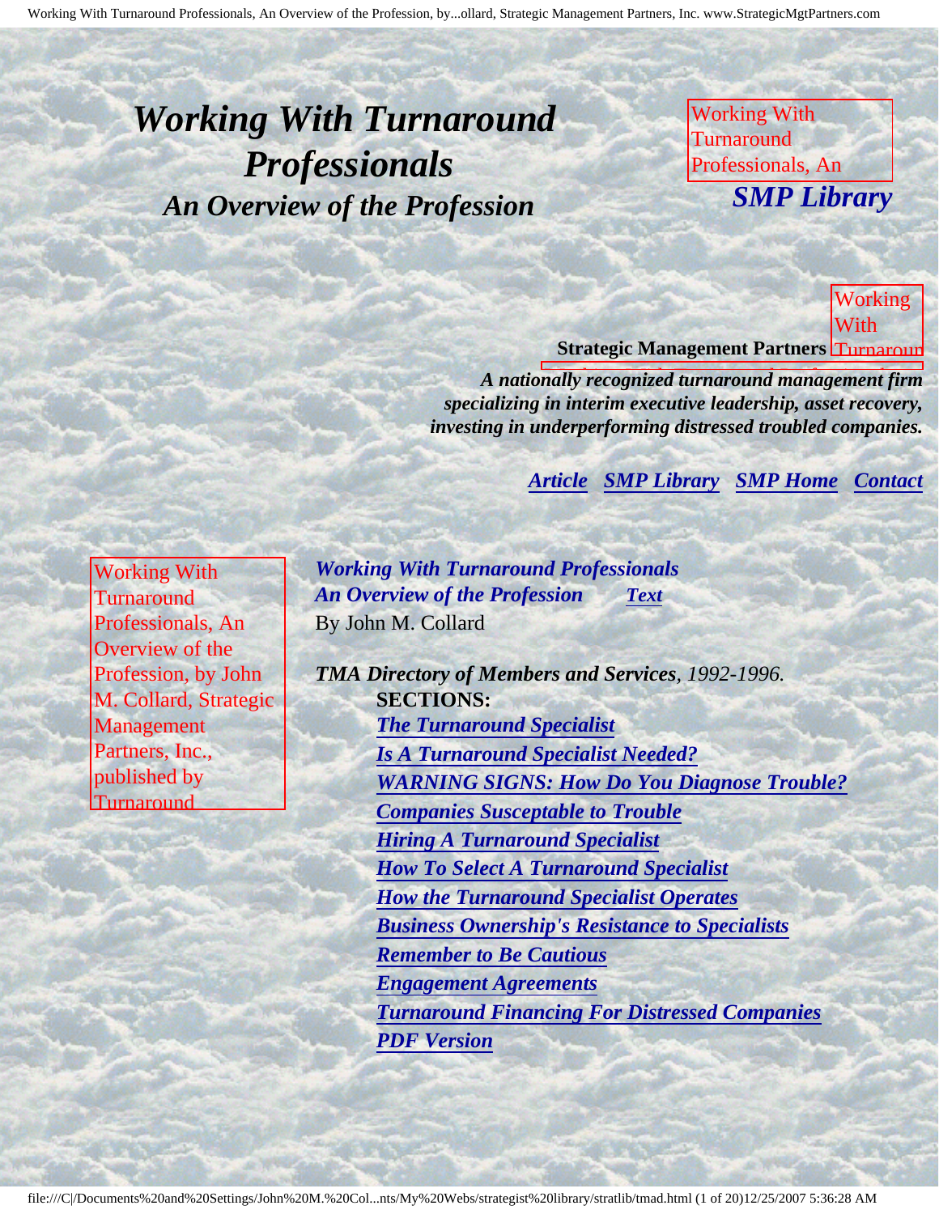# *Working With Turnaround Professionals*

## *An Overview of the Profession*

*SMP Library*

**Strategic Management Partners**

***A nationally recognized turnaround management firm specializing in interim executive leadership, asset recovery, investing in underperforming distressed troubled companies.***

***Article*** ***SMP Library*** ***SMP Home*** ***Contact***

***Working With Turnaround Professionals***
***An Overview of the Profession*** ***Text***
By John M. Collard

***TMA Directory of Members and Services****, 1992-1996.*

**SECTIONS:**

- ***The Turnaround Specialist***
- ***Is A Turnaround Specialist Needed?***
- ***WARNING SIGNS: How Do You Diagnose Trouble?***
- ***Companies Susceptable to Trouble***
- ***Hiring A Turnaround Specialist***
- ***How To Select A Turnaround Specialist***
- ***How the Turnaround Specialist Operates***
- ***Business Ownership's Resistance to Specialists***
- ***Remember to Be Cautious***
- ***Engagement Agreements***
- ***Turnaround Financing For Distressed Companies***
- ***PDF Version***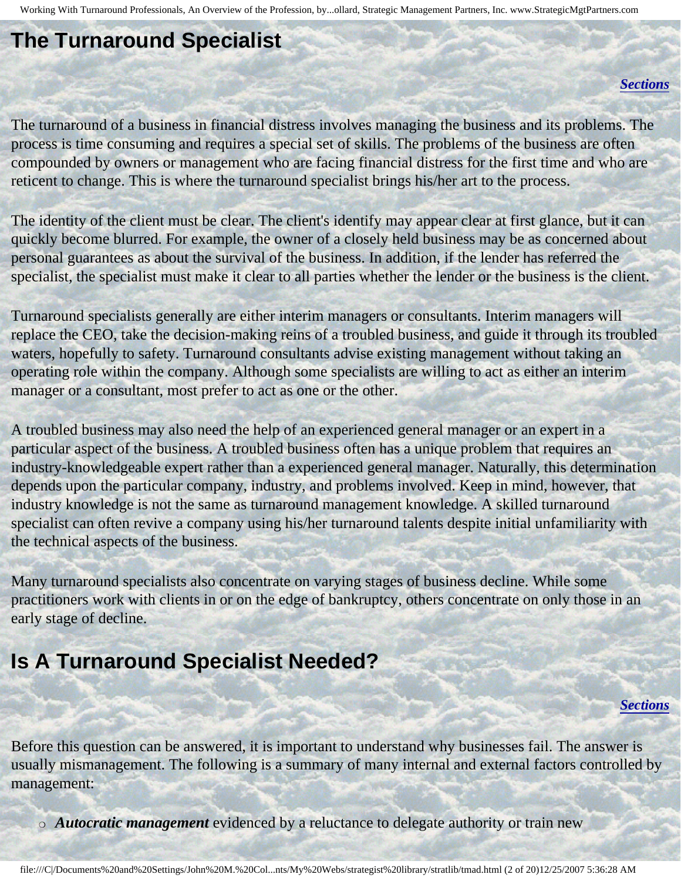## The Turnaround Specialist

[Sections](#)

The turnaround of a business in financial distress involves managing the business and its problems. The process is time consuming and requires a special set of skills. The problems of the business are often compounded by owners or management who are facing financial distress for the first time and who are reticent to change. This is where the turnaround specialist brings his/her art to the process.

The identity of the client must be clear. The client's identify may appear clear at first glance, but it can quickly become blurred. For example, the owner of a closely held business may be as concerned about personal guarantees as about the survival of the business. In addition, if the lender has referred the specialist, the specialist must make it clear to all parties whether the lender or the business is the client.

Turnaround specialists generally are either interim managers or consultants. Interim managers will replace the CEO, take the decision-making reins of a troubled business, and guide it through its troubled waters, hopefully to safety. Turnaround consultants advise existing management without taking an operating role within the company. Although some specialists are willing to act as either an interim manager or a consultant, most prefer to act as one or the other.

A troubled business may also need the help of an experienced general manager or an expert in a particular aspect of the business. A troubled business often has a unique problem that requires an industry-knowledgeable expert rather than a experienced general manager. Naturally, this determination depends upon the particular company, industry, and problems involved. Keep in mind, however, that industry knowledge is not the same as turnaround management knowledge. A skilled turnaround specialist can often revive a company using his/her turnaround talents despite initial unfamiliarity with the technical aspects of the business.

Many turnaround specialists also concentrate on varying stages of business decline. While some practitioners work with clients in or on the edge of bankruptcy, others concentrate on only those in an early stage of decline.

## Is A Turnaround Specialist Needed?

[Sections](#)

Before this question can be answered, it is important to understand why businesses fail. The answer is usually mismanagement. The following is a summary of many internal and external factors controlled by management:

- ***Autocratic management*** evidenced by a reluctance to delegate authority or train new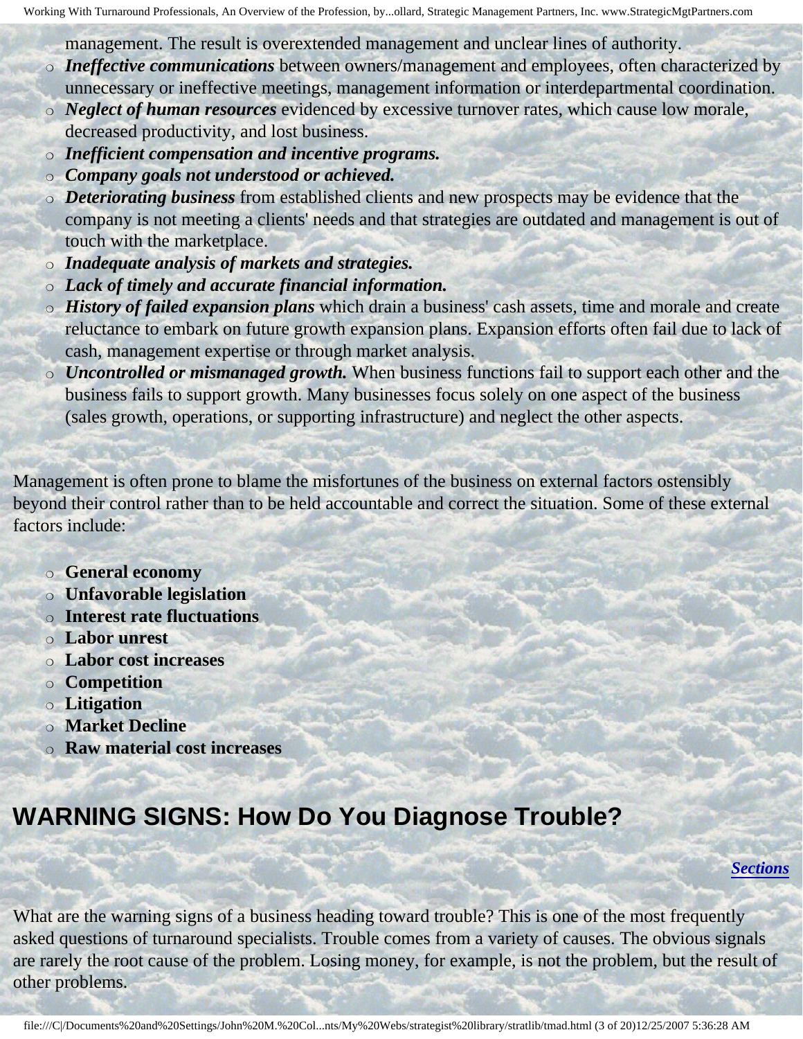management. The result is overextended management and unclear lines of authority.

- ***Ineffective communications*** between owners/management and employees, often characterized by unnecessary or ineffective meetings, management information or interdepartmental coordination.
- ***Neglect of human resources*** evidenced by excessive turnover rates, which cause low morale, decreased productivity, and lost business.
- ***Inefficient compensation and incentive programs.***
- ***Company goals not understood or achieved.***
- ***Deteriorating business*** from established clients and new prospects may be evidence that the company is not meeting a clients' needs and that strategies are outdated and management is out of touch with the marketplace.
- ***Inadequate analysis of markets and strategies.***
- ***Lack of timely and accurate financial information.***
- ***History of failed expansion plans*** which drain a business' cash assets, time and morale and create reluctance to embark on future growth expansion plans. Expansion efforts often fail due to lack of cash, management expertise or through market analysis.
- ***Uncontrolled or mismanaged growth.*** When business functions fail to support each other and the business fails to support growth. Many businesses focus solely on one aspect of the business (sales growth, operations, or supporting infrastructure) and neglect the other aspects.

Management is often prone to blame the misfortunes of the business on external factors ostensibly beyond their control rather than to be held accountable and correct the situation. Some of these external factors include:

- **General economy**
- **Unfavorable legislation**
- **Interest rate fluctuations**
- **Labor unrest**
- **Labor cost increases**
- **Competition**
- **Litigation**
- **Market Decline**
- **Raw material cost increases**

## WARNING SIGNS: How Do You Diagnose Trouble?

***Sections***

What are the warning signs of a business heading toward trouble? This is one of the most frequently asked questions of turnaround specialists. Trouble comes from a variety of causes. The obvious signals are rarely the root cause of the problem. Losing money, for example, is not the problem, but the result of other problems.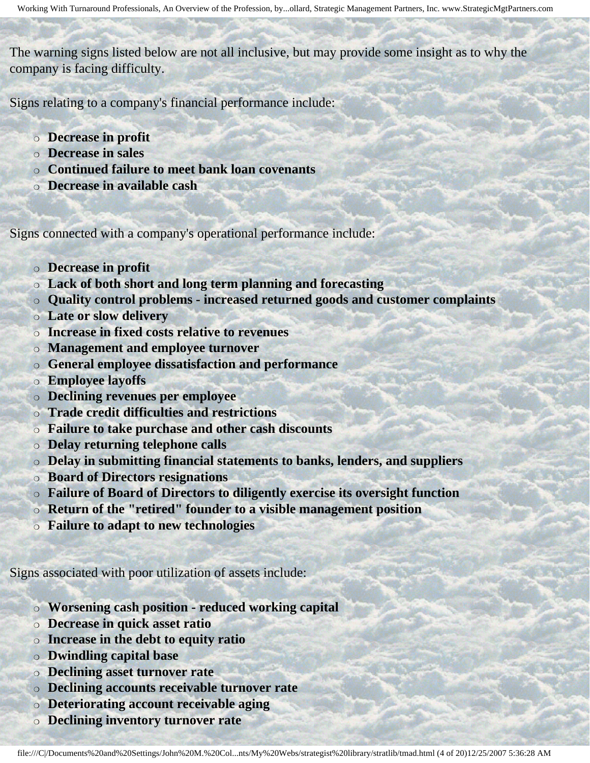The warning signs listed below are not all inclusive, but may provide some insight as to why the company is facing difficulty.

Signs relating to a company's financial performance include:

- **Decrease in profit**
- **Decrease in sales**
- **Continued failure to meet bank loan covenants**
- **Decrease in available cash**

Signs connected with a company's operational performance include:

- **Decrease in profit**
- **Lack of both short and long term planning and forecasting**
- **Quality control problems - increased returned goods and customer complaints**
- **Late or slow delivery**
- **Increase in fixed costs relative to revenues**
- **Management and employee turnover**
- **General employee dissatisfaction and performance**
- **Employee layoffs**
- **Declining revenues per employee**
- **Trade credit difficulties and restrictions**
- **Failure to take purchase and other cash discounts**
- **Delay returning telephone calls**
- **Delay in submitting financial statements to banks, lenders, and suppliers**
- **Board of Directors resignations**
- **Failure of Board of Directors to diligently exercise its oversight function**
- **Return of the "retired" founder to a visible management position**
- **Failure to adapt to new technologies**

Signs associated with poor utilization of assets include:

- **Worsening cash position - reduced working capital**
- **Decrease in quick asset ratio**
- **Increase in the debt to equity ratio**
- **Dwindling capital base**
- **Declining asset turnover rate**
- **Declining accounts receivable turnover rate**
- **Deteriorating account receivable aging**
- **Declining inventory turnover rate**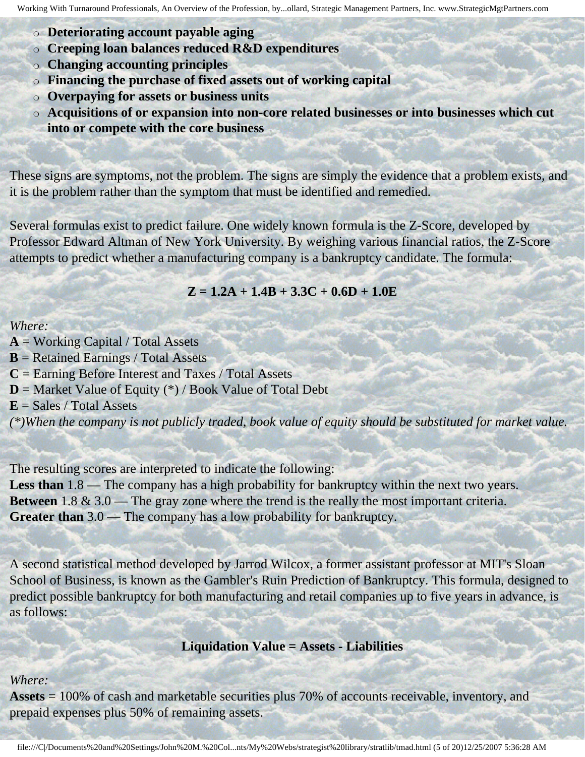- **Deteriorating account payable aging**
- **Creeping loan balances reduced R&D expenditures**
- **Changing accounting principles**
- **Financing the purchase of fixed assets out of working capital**
- **Overpaying for assets or business units**
- **Acquisitions of or expansion into non-core related businesses or into businesses which cut into or compete with the core business**

These signs are symptoms, not the problem. The signs are simply the evidence that a problem exists, and it is the problem rather than the symptom that must be identified and remedied.

Several formulas exist to predict failure. One widely known formula is the Z-Score, developed by Professor Edward Altman of New York University. By weighing various financial ratios, the Z-Score attempts to predict whether a manufacturing company is a bankruptcy candidate. The formula:

$$Z = 1.2A + 1.4B + 3.3C + 0.6D + 1.0E$$

*Where:*
**A** = Working Capital / Total Assets
**B** = Retained Earnings / Total Assets
**C** = Earning Before Interest and Taxes / Total Assets
**D** = Market Value of Equity (*) / Book Value of Total Debt
**E** = Sales / Total Assets
*(*)When the company is not publicly traded, book value of equity should be substituted for market value.*

The resulting scores are interpreted to indicate the following:
**Less than** 1.8 — The company has a high probability for bankruptcy within the next two years.
**Between** 1.8 & 3.0 — The gray zone where the trend is the really the most important criteria.
**Greater than** 3.0 — The company has a low probability for bankruptcy.

A second statistical method developed by Jarrod Wilcox, a former assistant professor at MIT's Sloan School of Business, is known as the Gambler's Ruin Prediction of Bankruptcy. This formula, designed to predict possible bankruptcy for both manufacturing and retail companies up to five years in advance, is as follows:

**Liquidation Value = Assets - Liabilities**

*Where:*
**Assets** = 100% of cash and marketable securities plus 70% of accounts receivable, inventory, and prepaid expenses plus 50% of remaining assets.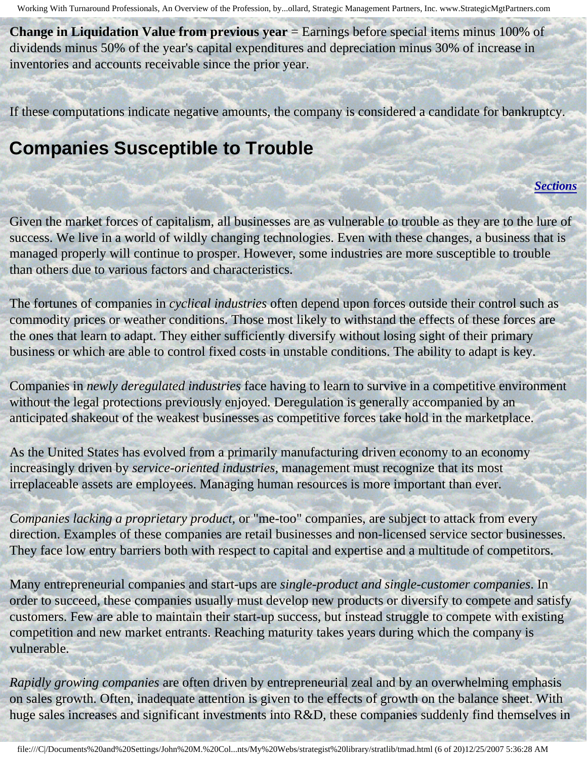**Change in Liquidation Value from previous year** = Earnings before special items minus 100% of dividends minus 50% of the year's capital expenditures and depreciation minus 30% of increase in inventories and accounts receivable since the prior year.

If these computations indicate negative amounts, the company is considered a candidate for bankruptcy.

## Companies Susceptible to Trouble

***Sections***

Given the market forces of capitalism, all businesses are as vulnerable to trouble as they are to the lure of success. We live in a world of wildly changing technologies. Even with these changes, a business that is managed properly will continue to prosper. However, some industries are more susceptible to trouble than others due to various factors and characteristics.

The fortunes of companies in *cyclical industries* often depend upon forces outside their control such as commodity prices or weather conditions. Those most likely to withstand the effects of these forces are the ones that learn to adapt. They either sufficiently diversify without losing sight of their primary business or which are able to control fixed costs in unstable conditions. The ability to adapt is key.

Companies in *newly deregulated industries* face having to learn to survive in a competitive environment without the legal protections previously enjoyed. Deregulation is generally accompanied by an anticipated shakeout of the weakest businesses as competitive forces take hold in the marketplace.

As the United States has evolved from a primarily manufacturing driven economy to an economy increasingly driven by *service-oriented industries,* management must recognize that its most irreplaceable assets are employees. Managing human resources is more important than ever.

*Companies lacking a proprietary product,* or "me-too" companies, are subject to attack from every direction. Examples of these companies are retail businesses and non-licensed service sector businesses. They face low entry barriers both with respect to capital and expertise and a multitude of competitors.

Many entrepreneurial companies and start-ups are *single-product and single-customer companies*. In order to succeed, these companies usually must develop new products or diversify to compete and satisfy customers. Few are able to maintain their start-up success, but instead struggle to compete with existing competition and new market entrants. Reaching maturity takes years during which the company is vulnerable.

*Rapidly growing companies* are often driven by entrepreneurial zeal and by an overwhelming emphasis on sales growth. Often, inadequate attention is given to the effects of growth on the balance sheet. With huge sales increases and significant investments into R&D, these companies suddenly find themselves in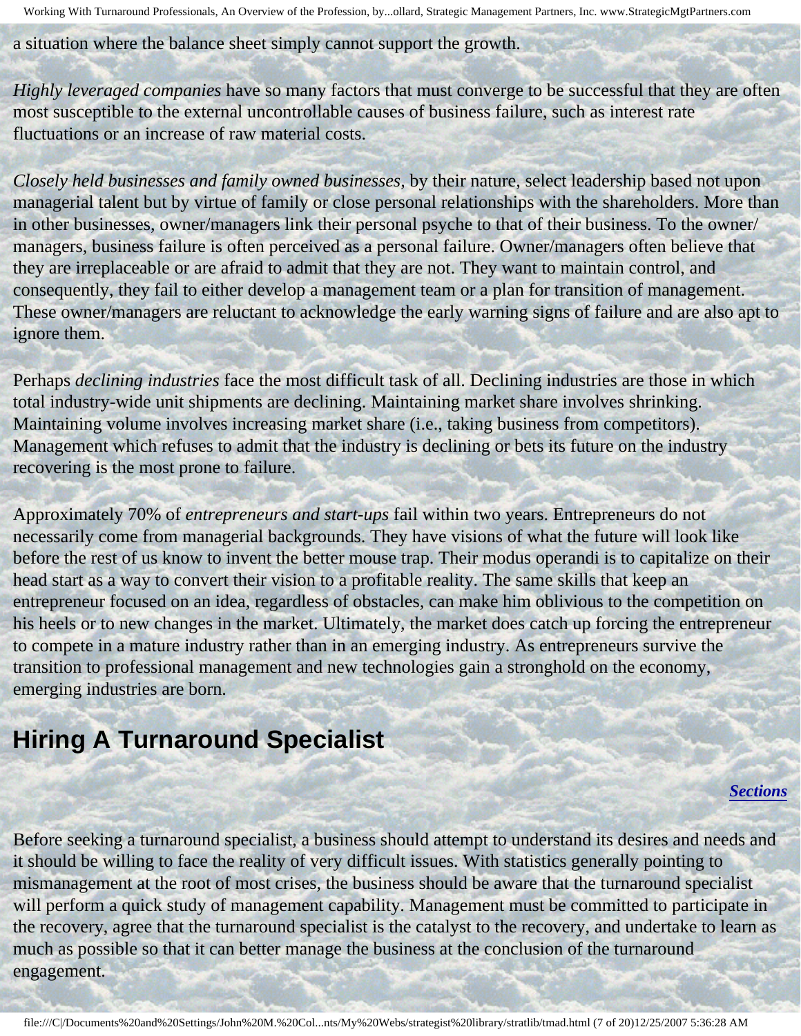a situation where the balance sheet simply cannot support the growth.

*Highly leveraged companies* have so many factors that must converge to be successful that they are often most susceptible to the external uncontrollable causes of business failure, such as interest rate fluctuations or an increase of raw material costs.

*Closely held businesses and family owned businesses,* by their nature, select leadership based not upon managerial talent but by virtue of family or close personal relationships with the shareholders. More than in other businesses, owner/managers link their personal psyche to that of their business. To the owner/ managers, business failure is often perceived as a personal failure. Owner/managers often believe that they are irreplaceable or are afraid to admit that they are not. They want to maintain control, and consequently, they fail to either develop a management team or a plan for transition of management. These owner/managers are reluctant to acknowledge the early warning signs of failure and are also apt to ignore them.

Perhaps *declining industries* face the most difficult task of all. Declining industries are those in which total industry-wide unit shipments are declining. Maintaining market share involves shrinking. Maintaining volume involves increasing market share (i.e., taking business from competitors). Management which refuses to admit that the industry is declining or bets its future on the industry recovering is the most prone to failure.

Approximately 70% of *entrepreneurs and start-ups* fail within two years. Entrepreneurs do not necessarily come from managerial backgrounds. They have visions of what the future will look like before the rest of us know to invent the better mouse trap. Their modus operandi is to capitalize on their head start as a way to convert their vision to a profitable reality. The same skills that keep an entrepreneur focused on an idea, regardless of obstacles, can make him oblivious to the competition on his heels or to new changes in the market. Ultimately, the market does catch up forcing the entrepreneur to compete in a mature industry rather than in an emerging industry. As entrepreneurs survive the transition to professional management and new technologies gain a stronghold on the economy, emerging industries are born.

## Hiring A Turnaround Specialist

***Sections***

Before seeking a turnaround specialist, a business should attempt to understand its desires and needs and it should be willing to face the reality of very difficult issues. With statistics generally pointing to mismanagement at the root of most crises, the business should be aware that the turnaround specialist will perform a quick study of management capability. Management must be committed to participate in the recovery, agree that the turnaround specialist is the catalyst to the recovery, and undertake to learn as much as possible so that it can better manage the business at the conclusion of the turnaround engagement.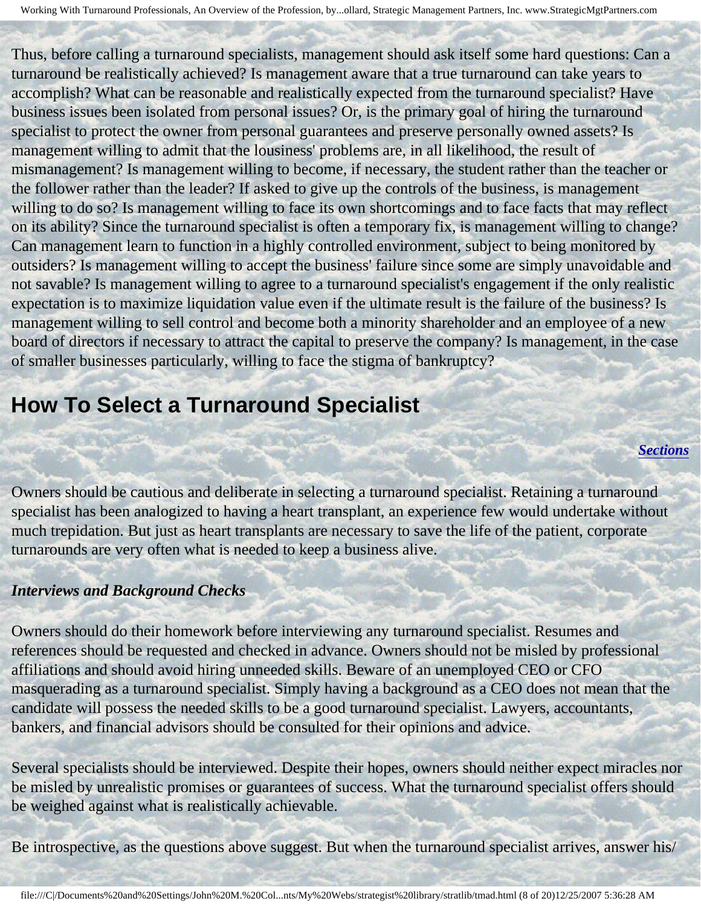Thus, before calling a turnaround specialists, management should ask itself some hard questions: Can a turnaround be realistically achieved? Is management aware that a true turnaround can take years to accomplish? What can be reasonable and realistically expected from the turnaround specialist? Have business issues been isolated from personal issues? Or, is the primary goal of hiring the turnaround specialist to protect the owner from personal guarantees and preserve personally owned assets? Is management willing to admit that the lousiness' problems are, in all likelihood, the result of mismanagement? Is management willing to become, if necessary, the student rather than the teacher or the follower rather than the leader? If asked to give up the controls of the business, is management willing to do so? Is management willing to face its own shortcomings and to face facts that may reflect on its ability? Since the turnaround specialist is often a temporary fix, is management willing to change? Can management learn to function in a highly controlled environment, subject to being monitored by outsiders? Is management willing to accept the business' failure since some are simply unavoidable and not savable? Is management willing to agree to a turnaround specialist's engagement if the only realistic expectation is to maximize liquidation value even if the ultimate result is the failure of the business? Is management willing to sell control and become both a minority shareholder and an employee of a new board of directors if necessary to attract the capital to preserve the company? Is management, in the case of smaller businesses particularly, willing to face the stigma of bankruptcy?

## How To Select a Turnaround Specialist

***Sections***

Owners should be cautious and deliberate in selecting a turnaround specialist. Retaining a turnaround specialist has been analogized to having a heart transplant, an experience few would undertake without much trepidation. But just as heart transplants are necessary to save the life of the patient, corporate turnarounds are very often what is needed to keep a business alive.

***Interviews and Background Checks***

Owners should do their homework before interviewing any turnaround specialist. Resumes and references should be requested and checked in advance. Owners should not be misled by professional affiliations and should avoid hiring unneeded skills. Beware of an unemployed CEO or CFO masquerading as a turnaround specialist. Simply having a background as a CEO does not mean that the candidate will possess the needed skills to be a good turnaround specialist. Lawyers, accountants, bankers, and financial advisors should be consulted for their opinions and advice.

Several specialists should be interviewed. Despite their hopes, owners should neither expect miracles nor be misled by unrealistic promises or guarantees of success. What the turnaround specialist offers should be weighed against what is realistically achievable.

Be introspective, as the questions above suggest. But when the turnaround specialist arrives, answer his/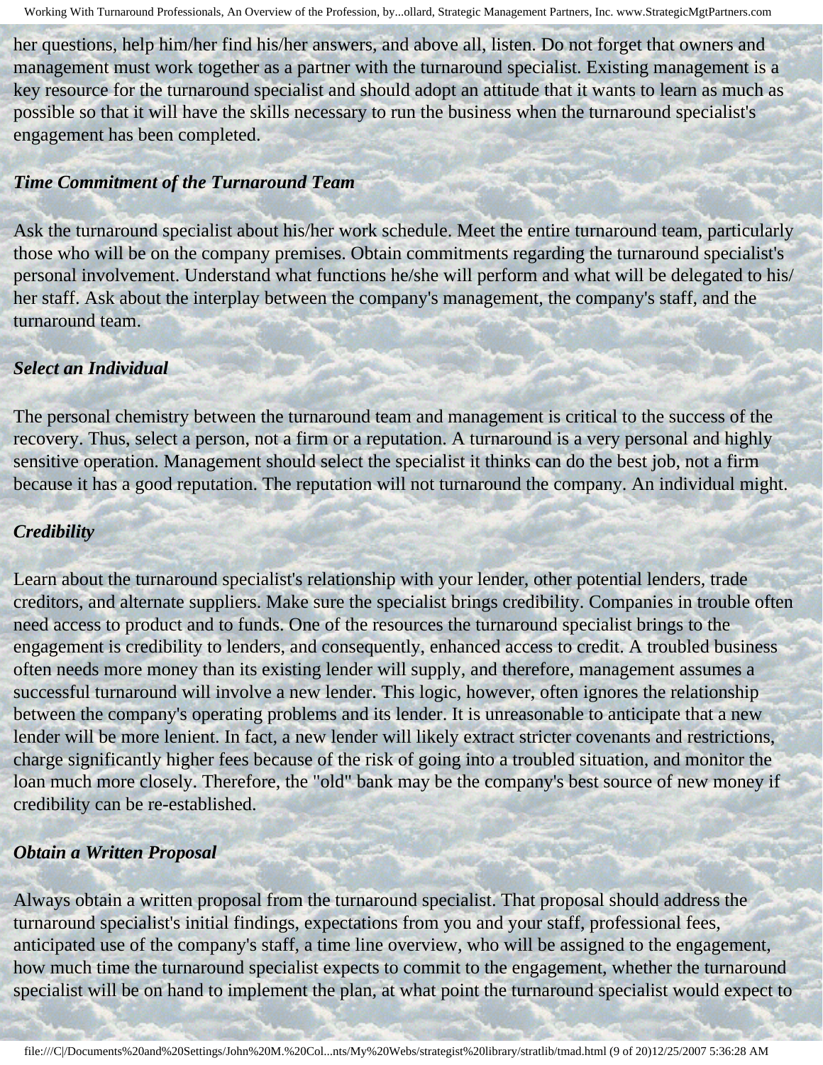her questions, help him/her find his/her answers, and above all, listen. Do not forget that owners and management must work together as a partner with the turnaround specialist. Existing management is a key resource for the turnaround specialist and should adopt an attitude that it wants to learn as much as possible so that it will have the skills necessary to run the business when the turnaround specialist's engagement has been completed.

***Time Commitment of the Turnaround Team***

Ask the turnaround specialist about his/her work schedule. Meet the entire turnaround team, particularly those who will be on the company premises. Obtain commitments regarding the turnaround specialist's personal involvement. Understand what functions he/she will perform and what will be delegated to his/her staff. Ask about the interplay between the company's management, the company's staff, and the turnaround team.

***Select an Individual***

The personal chemistry between the turnaround team and management is critical to the success of the recovery. Thus, select a person, not a firm or a reputation. A turnaround is a very personal and highly sensitive operation. Management should select the specialist it thinks can do the best job, not a firm because it has a good reputation. The reputation will not turnaround the company. An individual might.

***Credibility***

Learn about the turnaround specialist's relationship with your lender, other potential lenders, trade creditors, and alternate suppliers. Make sure the specialist brings credibility. Companies in trouble often need access to product and to funds. One of the resources the turnaround specialist brings to the engagement is credibility to lenders, and consequently, enhanced access to credit. A troubled business often needs more money than its existing lender will supply, and therefore, management assumes a successful turnaround will involve a new lender. This logic, however, often ignores the relationship between the company's operating problems and its lender. It is unreasonable to anticipate that a new lender will be more lenient. In fact, a new lender will likely extract stricter covenants and restrictions, charge significantly higher fees because of the risk of going into a troubled situation, and monitor the loan much more closely. Therefore, the "old" bank may be the company's best source of new money if credibility can be re-established.

***Obtain a Written Proposal***

Always obtain a written proposal from the turnaround specialist. That proposal should address the turnaround specialist's initial findings, expectations from you and your staff, professional fees, anticipated use of the company's staff, a time line overview, who will be assigned to the engagement, how much time the turnaround specialist expects to commit to the engagement, whether the turnaround specialist will be on hand to implement the plan, at what point the turnaround specialist would expect to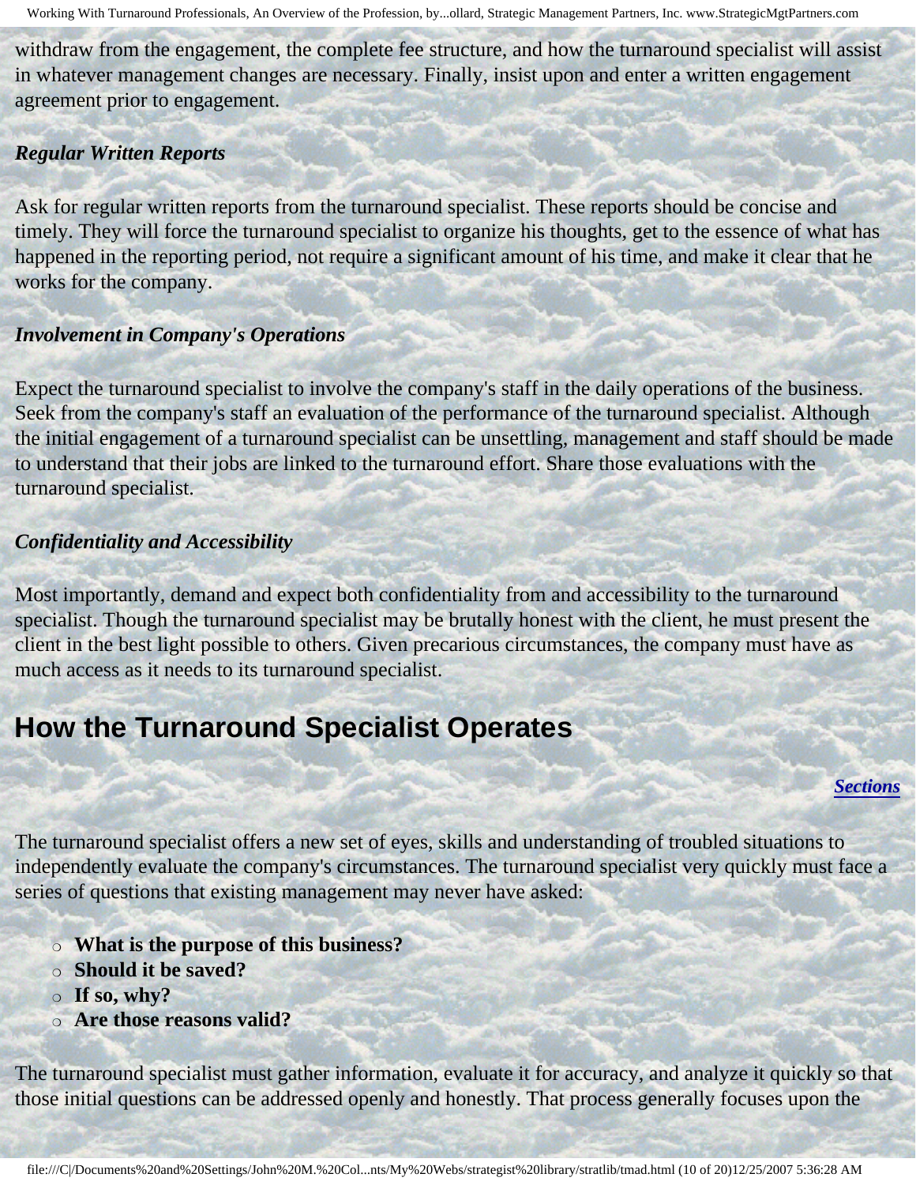withdraw from the engagement, the complete fee structure, and how the turnaround specialist will assist in whatever management changes are necessary. Finally, insist upon and enter a written engagement agreement prior to engagement.

***Regular Written Reports***

Ask for regular written reports from the turnaround specialist. These reports should be concise and timely. They will force the turnaround specialist to organize his thoughts, get to the essence of what has happened in the reporting period, not require a significant amount of his time, and make it clear that he works for the company.

***Involvement in Company's Operations***

Expect the turnaround specialist to involve the company's staff in the daily operations of the business. Seek from the company's staff an evaluation of the performance of the turnaround specialist. Although the initial engagement of a turnaround specialist can be unsettling, management and staff should be made to understand that their jobs are linked to the turnaround effort. Share those evaluations with the turnaround specialist.

***Confidentiality and Accessibility***

Most importantly, demand and expect both confidentiality from and accessibility to the turnaround specialist. Though the turnaround specialist may be brutally honest with the client, he must present the client in the best light possible to others. Given precarious circumstances, the company must have as much access as it needs to its turnaround specialist.

## How the Turnaround Specialist Operates

***Sections***

The turnaround specialist offers a new set of eyes, skills and understanding of troubled situations to independently evaluate the company's circumstances. The turnaround specialist very quickly must face a series of questions that existing management may never have asked:

- **What is the purpose of this business?**
- **Should it be saved?**
- **If so, why?**
- **Are those reasons valid?**

The turnaround specialist must gather information, evaluate it for accuracy, and analyze it quickly so that those initial questions can be addressed openly and honestly. That process generally focuses upon the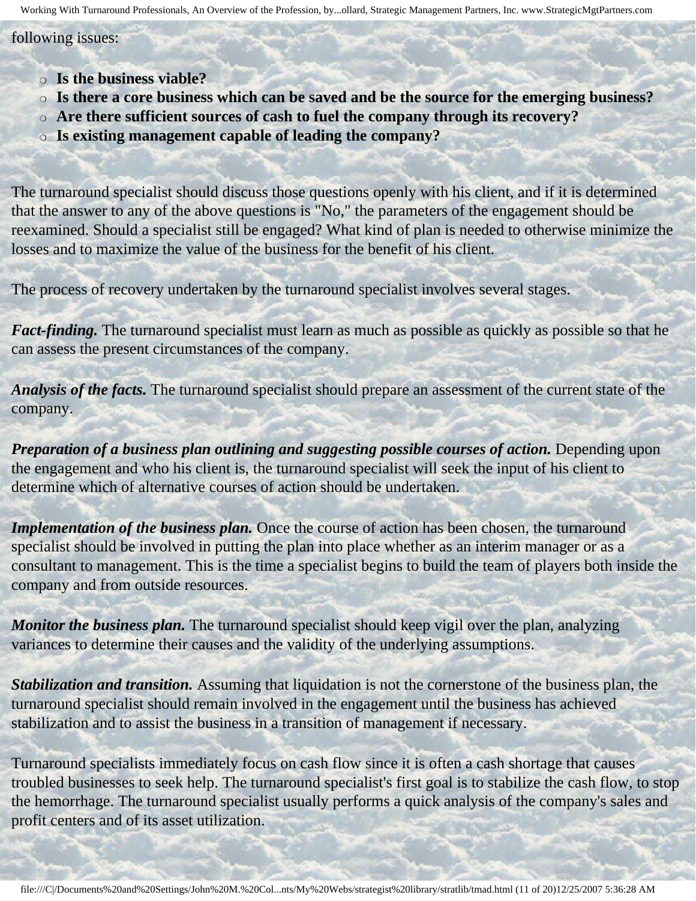following issues:

- **Is the business viable?**
- **Is there a core business which can be saved and be the source for the emerging business?**
- **Are there sufficient sources of cash to fuel the company through its recovery?**
- **Is existing management capable of leading the company?**

The turnaround specialist should discuss those questions openly with his client, and if it is determined that the answer to any of the above questions is "No," the parameters of the engagement should be reexamined. Should a specialist still be engaged? What kind of plan is needed to otherwise minimize the losses and to maximize the value of the business for the benefit of his client.

The process of recovery undertaken by the turnaround specialist involves several stages.

***Fact-finding.*** The turnaround specialist must learn as much as possible as quickly as possible so that he can assess the present circumstances of the company.

***Analysis of the facts.*** The turnaround specialist should prepare an assessment of the current state of the company.

***Preparation of a business plan outlining and suggesting possible courses of action.*** Depending upon the engagement and who his client is, the turnaround specialist will seek the input of his client to determine which of alternative courses of action should be undertaken.

***Implementation of the business plan.*** Once the course of action has been chosen, the turnaround specialist should be involved in putting the plan into place whether as an interim manager or as a consultant to management. This is the time a specialist begins to build the team of players both inside the company and from outside resources.

***Monitor the business plan.*** The turnaround specialist should keep vigil over the plan, analyzing variances to determine their causes and the validity of the underlying assumptions.

***Stabilization and transition.*** Assuming that liquidation is not the cornerstone of the business plan, the turnaround specialist should remain involved in the engagement until the business has achieved stabilization and to assist the business in a transition of management if necessary.

Turnaround specialists immediately focus on cash flow since it is often a cash shortage that causes troubled businesses to seek help. The turnaround specialist's first goal is to stabilize the cash flow, to stop the hemorrhage. The turnaround specialist usually performs a quick analysis of the company's sales and profit centers and of its asset utilization.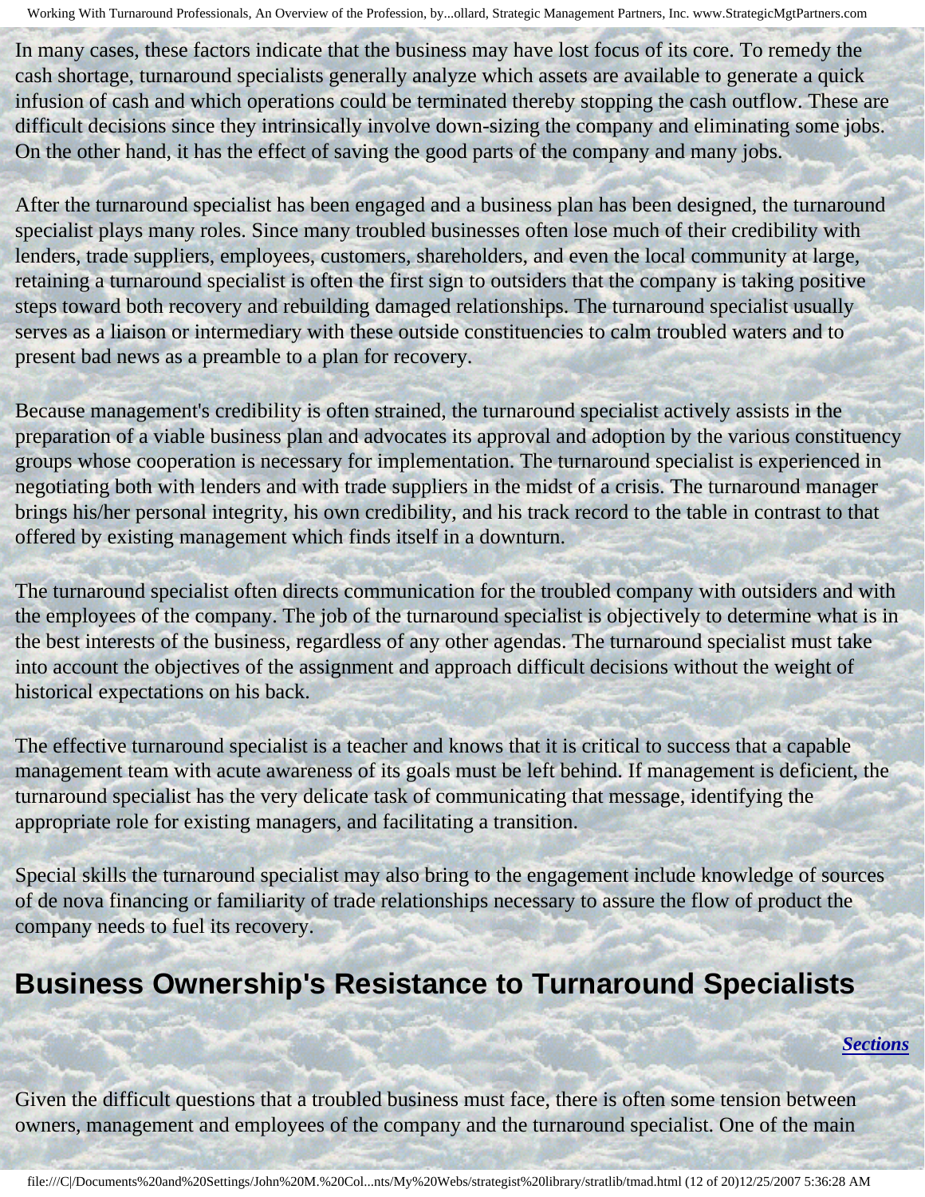In many cases, these factors indicate that the business may have lost focus of its core. To remedy the cash shortage, turnaround specialists generally analyze which assets are available to generate a quick infusion of cash and which operations could be terminated thereby stopping the cash outflow. These are difficult decisions since they intrinsically involve down-sizing the company and eliminating some jobs. On the other hand, it has the effect of saving the good parts of the company and many jobs.

After the turnaround specialist has been engaged and a business plan has been designed, the turnaround specialist plays many roles. Since many troubled businesses often lose much of their credibility with lenders, trade suppliers, employees, customers, shareholders, and even the local community at large, retaining a turnaround specialist is often the first sign to outsiders that the company is taking positive steps toward both recovery and rebuilding damaged relationships. The turnaround specialist usually serves as a liaison or intermediary with these outside constituencies to calm troubled waters and to present bad news as a preamble to a plan for recovery.

Because management's credibility is often strained, the turnaround specialist actively assists in the preparation of a viable business plan and advocates its approval and adoption by the various constituency groups whose cooperation is necessary for implementation. The turnaround specialist is experienced in negotiating both with lenders and with trade suppliers in the midst of a crisis. The turnaround manager brings his/her personal integrity, his own credibility, and his track record to the table in contrast to that offered by existing management which finds itself in a downturn.

The turnaround specialist often directs communication for the troubled company with outsiders and with the employees of the company. The job of the turnaround specialist is objectively to determine what is in the best interests of the business, regardless of any other agendas. The turnaround specialist must take into account the objectives of the assignment and approach difficult decisions without the weight of historical expectations on his back.

The effective turnaround specialist is a teacher and knows that it is critical to success that a capable management team with acute awareness of its goals must be left behind. If management is deficient, the turnaround specialist has the very delicate task of communicating that message, identifying the appropriate role for existing managers, and facilitating a transition.

Special skills the turnaround specialist may also bring to the engagement include knowledge of sources of de nova financing or familiarity of trade relationships necessary to assure the flow of product the company needs to fuel its recovery.

## Business Ownership's Resistance to Turnaround Specialists

***Sections***

Given the difficult questions that a troubled business must face, there is often some tension between owners, management and employees of the company and the turnaround specialist. One of the main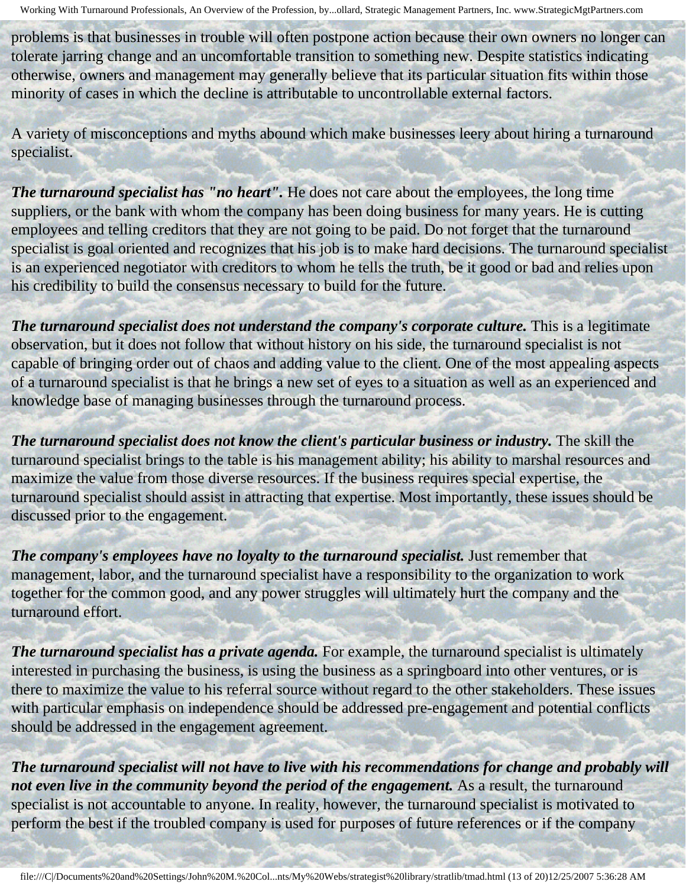problems is that businesses in trouble will often postpone action because their own owners no longer can tolerate jarring change and an uncomfortable transition to something new. Despite statistics indicating otherwise, owners and management may generally believe that its particular situation fits within those minority of cases in which the decline is attributable to uncontrollable external factors.

A variety of misconceptions and myths abound which make businesses leery about hiring a turnaround specialist.

***The turnaround specialist has "no heart".*** He does not care about the employees, the long time suppliers, or the bank with whom the company has been doing business for many years. He is cutting employees and telling creditors that they are not going to be paid. Do not forget that the turnaround specialist is goal oriented and recognizes that his job is to make hard decisions. The turnaround specialist is an experienced negotiator with creditors to whom he tells the truth, be it good or bad and relies upon his credibility to build the consensus necessary to build for the future.

***The turnaround specialist does not understand the company's corporate culture.*** This is a legitimate observation, but it does not follow that without history on his side, the turnaround specialist is not capable of bringing order out of chaos and adding value to the client. One of the most appealing aspects of a turnaround specialist is that he brings a new set of eyes to a situation as well as an experienced and knowledge base of managing businesses through the turnaround process.

***The turnaround specialist does not know the client's particular business or industry.*** The skill the turnaround specialist brings to the table is his management ability; his ability to marshal resources and maximize the value from those diverse resources. If the business requires special expertise, the turnaround specialist should assist in attracting that expertise. Most importantly, these issues should be discussed prior to the engagement.

***The company's employees have no loyalty to the turnaround specialist.*** Just remember that management, labor, and the turnaround specialist have a responsibility to the organization to work together for the common good, and any power struggles will ultimately hurt the company and the turnaround effort.

***The turnaround specialist has a private agenda.*** For example, the turnaround specialist is ultimately interested in purchasing the business, is using the business as a springboard into other ventures, or is there to maximize the value to his referral source without regard to the other stakeholders. These issues with particular emphasis on independence should be addressed pre-engagement and potential conflicts should be addressed in the engagement agreement.

***The turnaround specialist will not have to live with his recommendations for change and probably will not even live in the community beyond the period of the engagement.*** As a result, the turnaround specialist is not accountable to anyone. In reality, however, the turnaround specialist is motivated to perform the best if the troubled company is used for purposes of future references or if the company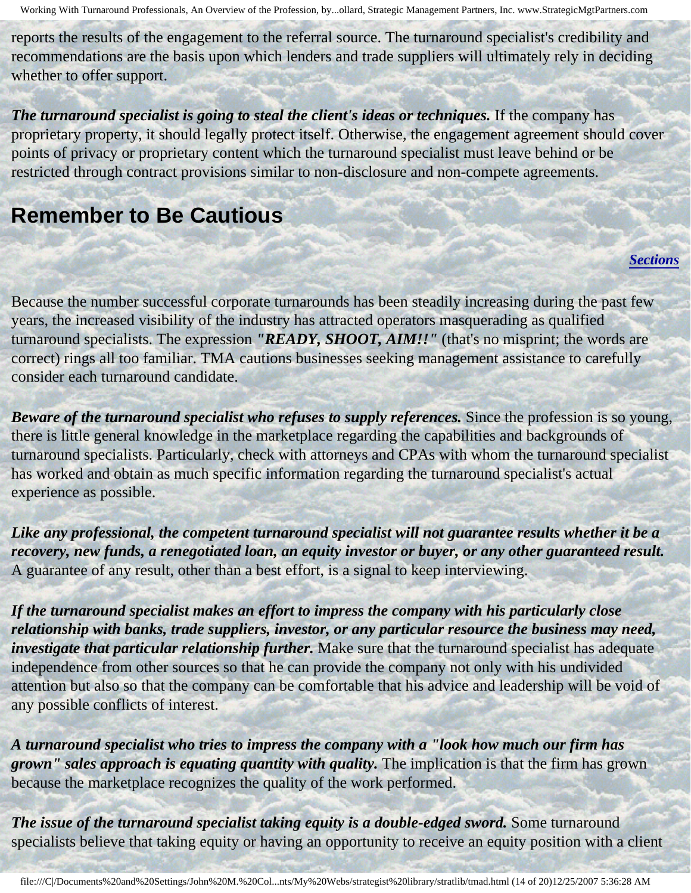reports the results of the engagement to the referral source. The turnaround specialist's credibility and recommendations are the basis upon which lenders and trade suppliers will ultimately rely in deciding whether to offer support.

***The turnaround specialist is going to steal the client's ideas or techniques.*** If the company has proprietary property, it should legally protect itself. Otherwise, the engagement agreement should cover points of privacy or proprietary content which the turnaround specialist must leave behind or be restricted through contract provisions similar to non-disclosure and non-compete agreements.

## Remember to Be Cautious

***Sections***

Because the number successful corporate turnarounds has been steadily increasing during the past few years, the increased visibility of the industry has attracted operators masquerading as qualified turnaround specialists. The expression ***"READY, SHOOT, AIM!!"*** (that's no misprint; the words are correct) rings all too familiar. TMA cautions businesses seeking management assistance to carefully consider each turnaround candidate.

***Beware of the turnaround specialist who refuses to supply references.*** Since the profession is so young, there is little general knowledge in the marketplace regarding the capabilities and backgrounds of turnaround specialists. Particularly, check with attorneys and CPAs with whom the turnaround specialist has worked and obtain as much specific information regarding the turnaround specialist's actual experience as possible.

***Like any professional, the competent turnaround specialist will not guarantee results whether it be a recovery, new funds, a renegotiated loan, an equity investor or buyer, or any other guaranteed result.*** A guarantee of any result, other than a best effort, is a signal to keep interviewing.

***If the turnaround specialist makes an effort to impress the company with his particularly close relationship with banks, trade suppliers, investor, or any particular resource the business may need, investigate that particular relationship further.*** Make sure that the turnaround specialist has adequate independence from other sources so that he can provide the company not only with his undivided attention but also so that the company can be comfortable that his advice and leadership will be void of any possible conflicts of interest.

***A turnaround specialist who tries to impress the company with a "look how much our firm has grown" sales approach is equating quantity with quality.*** The implication is that the firm has grown because the marketplace recognizes the quality of the work performed.

***The issue of the turnaround specialist taking equity is a double-edged sword.*** Some turnaround specialists believe that taking equity or having an opportunity to receive an equity position with a client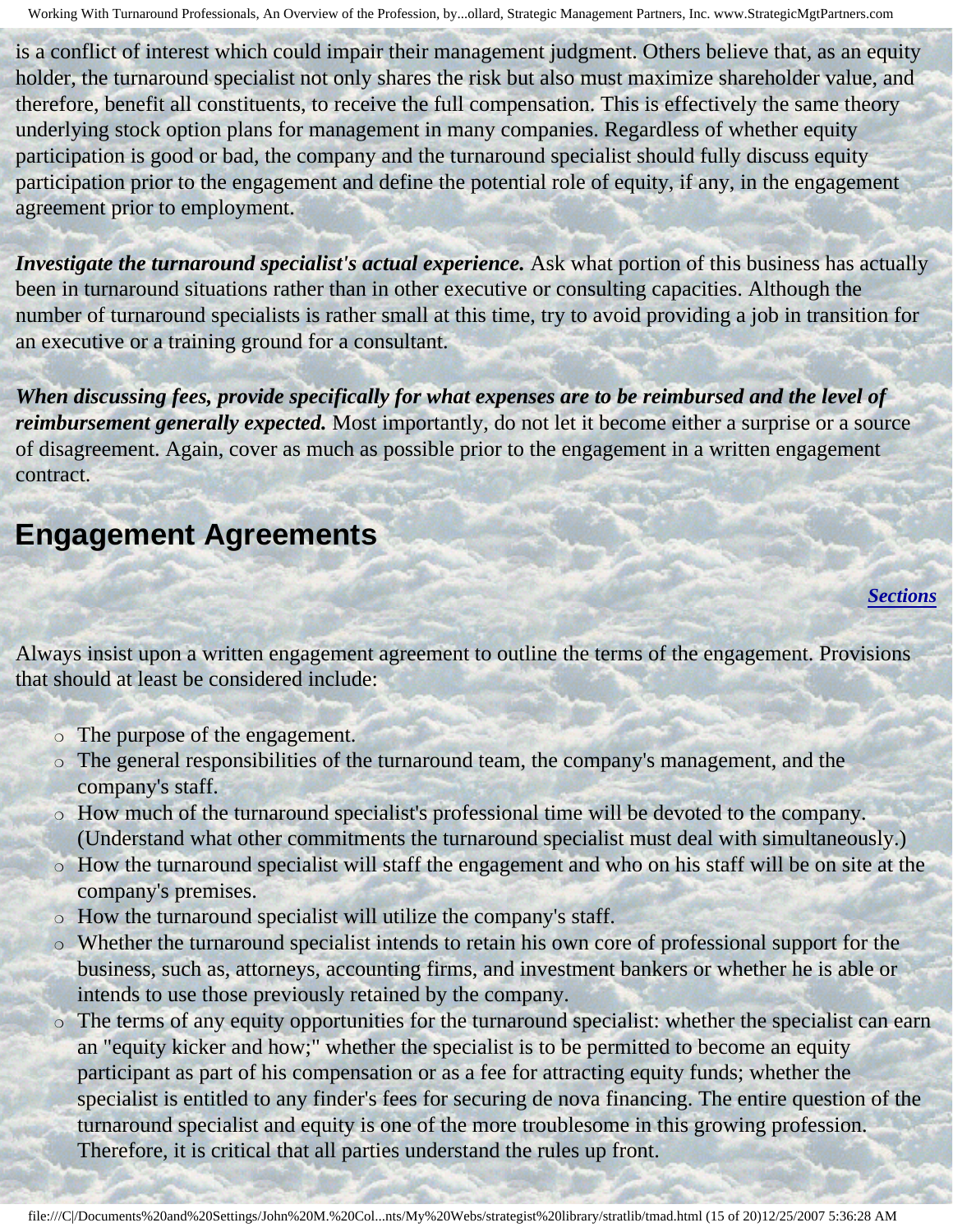is a conflict of interest which could impair their management judgment. Others believe that, as an equity holder, the turnaround specialist not only shares the risk but also must maximize shareholder value, and therefore, benefit all constituents, to receive the full compensation. This is effectively the same theory underlying stock option plans for management in many companies. Regardless of whether equity participation is good or bad, the company and the turnaround specialist should fully discuss equity participation prior to the engagement and define the potential role of equity, if any, in the engagement agreement prior to employment.

***Investigate the turnaround specialist's actual experience.*** Ask what portion of this business has actually been in turnaround situations rather than in other executive or consulting capacities. Although the number of turnaround specialists is rather small at this time, try to avoid providing a job in transition for an executive or a training ground for a consultant.

***When discussing fees, provide specifically for what expenses are to be reimbursed and the level of reimbursement generally expected.*** Most importantly, do not let it become either a surprise or a source of disagreement. Again, cover as much as possible prior to the engagement in a written engagement contract.

## Engagement Agreements

***Sections***

Always insist upon a written engagement agreement to outline the terms of the engagement. Provisions that should at least be considered include:

- The purpose of the engagement.
- The general responsibilities of the turnaround team, the company's management, and the company's staff.
- How much of the turnaround specialist's professional time will be devoted to the company. (Understand what other commitments the turnaround specialist must deal with simultaneously.)
- How the turnaround specialist will staff the engagement and who on his staff will be on site at the company's premises.
- How the turnaround specialist will utilize the company's staff.
- Whether the turnaround specialist intends to retain his own core of professional support for the business, such as, attorneys, accounting firms, and investment bankers or whether he is able or intends to use those previously retained by the company.
- The terms of any equity opportunities for the turnaround specialist: whether the specialist can earn an "equity kicker and how;" whether the specialist is to be permitted to become an equity participant as part of his compensation or as a fee for attracting equity funds; whether the specialist is entitled to any finder's fees for securing de nova financing. The entire question of the turnaround specialist and equity is one of the more troublesome in this growing profession. Therefore, it is critical that all parties understand the rules up front.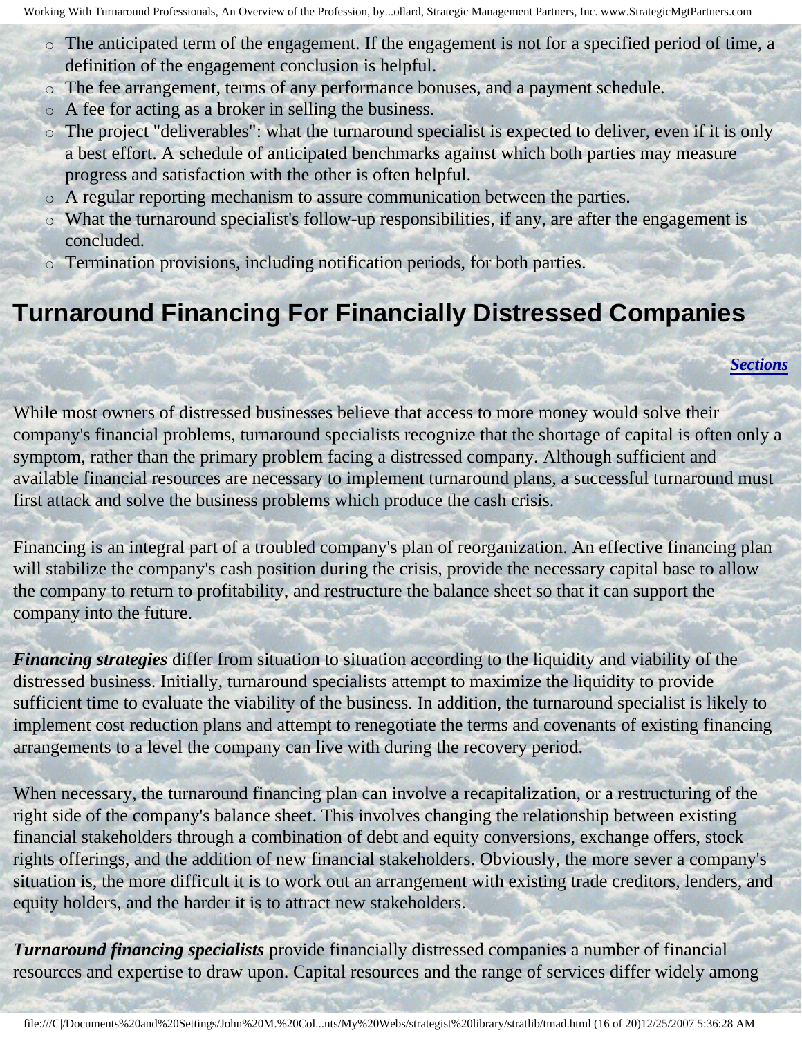- The anticipated term of the engagement. If the engagement is not for a specified period of time, a definition of the engagement conclusion is helpful.
- The fee arrangement, terms of any performance bonuses, and a payment schedule.
- A fee for acting as a broker in selling the business.
- The project "deliverables": what the turnaround specialist is expected to deliver, even if it is only a best effort. A schedule of anticipated benchmarks against which both parties may measure progress and satisfaction with the other is often helpful.
- A regular reporting mechanism to assure communication between the parties.
- What the turnaround specialist's follow-up responsibilities, if any, are after the engagement is concluded.
- Termination provisions, including notification periods, for both parties.

## Turnaround Financing For Financially Distressed Companies

***Sections***

While most owners of distressed businesses believe that access to more money would solve their company's financial problems, turnaround specialists recognize that the shortage of capital is often only a symptom, rather than the primary problem facing a distressed company. Although sufficient and available financial resources are necessary to implement turnaround plans, a successful turnaround must first attack and solve the business problems which produce the cash crisis.

Financing is an integral part of a troubled company's plan of reorganization. An effective financing plan will stabilize the company's cash position during the crisis, provide the necessary capital base to allow the company to return to profitability, and restructure the balance sheet so that it can support the company into the future.

***Financing strategies*** differ from situation to situation according to the liquidity and viability of the distressed business. Initially, turnaround specialists attempt to maximize the liquidity to provide sufficient time to evaluate the viability of the business. In addition, the turnaround specialist is likely to implement cost reduction plans and attempt to renegotiate the terms and covenants of existing financing arrangements to a level the company can live with during the recovery period.

When necessary, the turnaround financing plan can involve a recapitalization, or a restructuring of the right side of the company's balance sheet. This involves changing the relationship between existing financial stakeholders through a combination of debt and equity conversions, exchange offers, stock rights offerings, and the addition of new financial stakeholders. Obviously, the more sever a company's situation is, the more difficult it is to work out an arrangement with existing trade creditors, lenders, and equity holders, and the harder it is to attract new stakeholders.

***Turnaround financing specialists*** provide financially distressed companies a number of financial resources and expertise to draw upon. Capital resources and the range of services differ widely among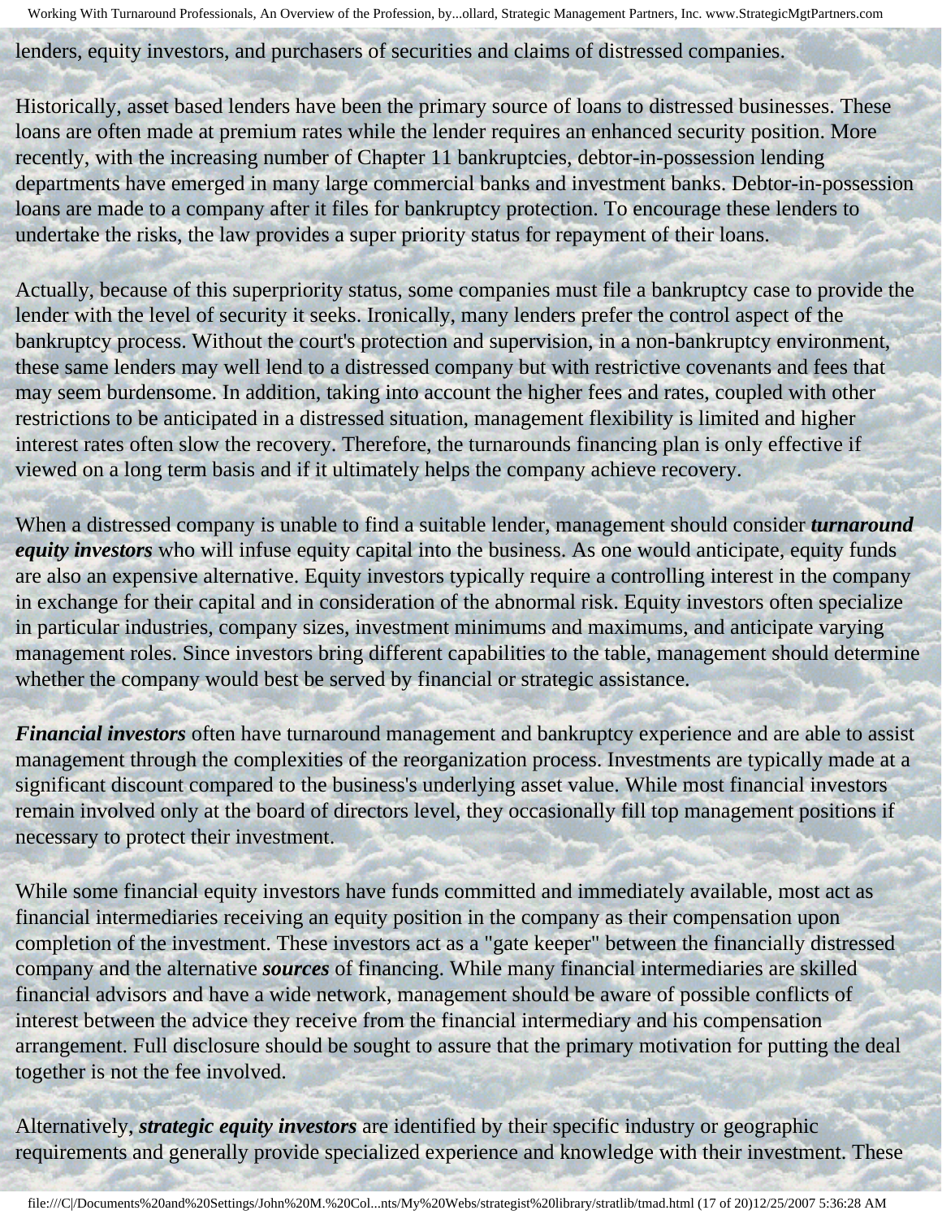lenders, equity investors, and purchasers of securities and claims of distressed companies.

Historically, asset based lenders have been the primary source of loans to distressed businesses. These loans are often made at premium rates while the lender requires an enhanced security position. More recently, with the increasing number of Chapter 11 bankruptcies, debtor-in-possession lending departments have emerged in many large commercial banks and investment banks. Debtor-in-possession loans are made to a company after it files for bankruptcy protection. To encourage these lenders to undertake the risks, the law provides a super priority status for repayment of their loans.

Actually, because of this superpriority status, some companies must file a bankruptcy case to provide the lender with the level of security it seeks. Ironically, many lenders prefer the control aspect of the bankruptcy process. Without the court's protection and supervision, in a non-bankruptcy environment, these same lenders may well lend to a distressed company but with restrictive covenants and fees that may seem burdensome. In addition, taking into account the higher fees and rates, coupled with other restrictions to be anticipated in a distressed situation, management flexibility is limited and higher interest rates often slow the recovery. Therefore, the turnarounds financing plan is only effective if viewed on a long term basis and if it ultimately helps the company achieve recovery.

When a distressed company is unable to find a suitable lender, management should consider ***turnaround equity investors*** who will infuse equity capital into the business. As one would anticipate, equity funds are also an expensive alternative. Equity investors typically require a controlling interest in the company in exchange for their capital and in consideration of the abnormal risk. Equity investors often specialize in particular industries, company sizes, investment minimums and maximums, and anticipate varying management roles. Since investors bring different capabilities to the table, management should determine whether the company would best be served by financial or strategic assistance.

***Financial investors*** often have turnaround management and bankruptcy experience and are able to assist management through the complexities of the reorganization process. Investments are typically made at a significant discount compared to the business's underlying asset value. While most financial investors remain involved only at the board of directors level, they occasionally fill top management positions if necessary to protect their investment.

While some financial equity investors have funds committed and immediately available, most act as financial intermediaries receiving an equity position in the company as their compensation upon completion of the investment. These investors act as a "gate keeper" between the financially distressed company and the alternative ***sources*** of financing. While many financial intermediaries are skilled financial advisors and have a wide network, management should be aware of possible conflicts of interest between the advice they receive from the financial intermediary and his compensation arrangement. Full disclosure should be sought to assure that the primary motivation for putting the deal together is not the fee involved.

Alternatively, ***strategic equity investors*** are identified by their specific industry or geographic requirements and generally provide specialized experience and knowledge with their investment. These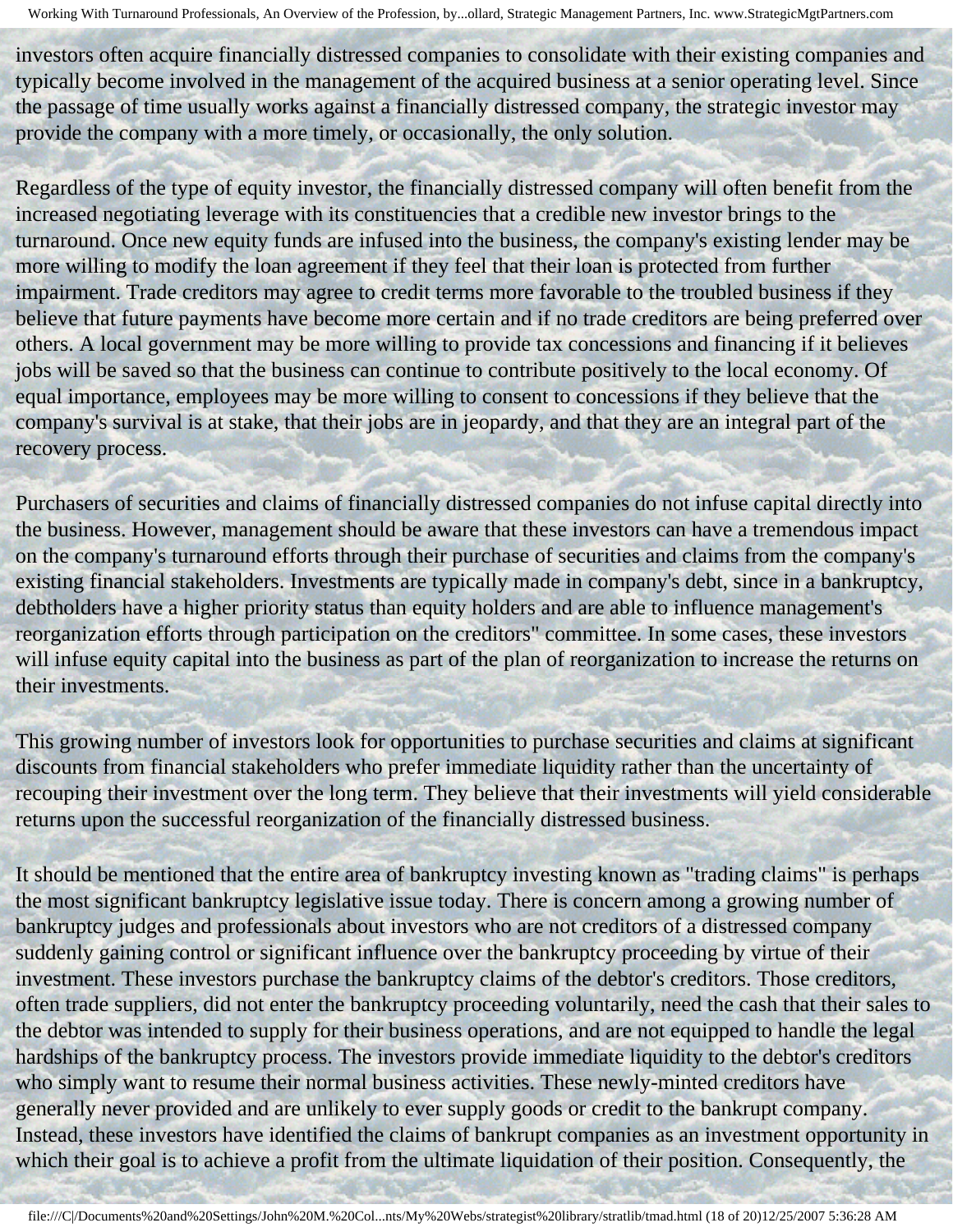investors often acquire financially distressed companies to consolidate with their existing companies and typically become involved in the management of the acquired business at a senior operating level. Since the passage of time usually works against a financially distressed company, the strategic investor may provide the company with a more timely, or occasionally, the only solution.

Regardless of the type of equity investor, the financially distressed company will often benefit from the increased negotiating leverage with its constituencies that a credible new investor brings to the turnaround. Once new equity funds are infused into the business, the company's existing lender may be more willing to modify the loan agreement if they feel that their loan is protected from further impairment. Trade creditors may agree to credit terms more favorable to the troubled business if they believe that future payments have become more certain and if no trade creditors are being preferred over others. A local government may be more willing to provide tax concessions and financing if it believes jobs will be saved so that the business can continue to contribute positively to the local economy. Of equal importance, employees may be more willing to consent to concessions if they believe that the company's survival is at stake, that their jobs are in jeopardy, and that they are an integral part of the recovery process.

Purchasers of securities and claims of financially distressed companies do not infuse capital directly into the business. However, management should be aware that these investors can have a tremendous impact on the company's turnaround efforts through their purchase of securities and claims from the company's existing financial stakeholders. Investments are typically made in company's debt, since in a bankruptcy, debtholders have a higher priority status than equity holders and are able to influence management's reorganization efforts through participation on the creditors" committee. In some cases, these investors will infuse equity capital into the business as part of the plan of reorganization to increase the returns on their investments.

This growing number of investors look for opportunities to purchase securities and claims at significant discounts from financial stakeholders who prefer immediate liquidity rather than the uncertainty of recouping their investment over the long term. They believe that their investments will yield considerable returns upon the successful reorganization of the financially distressed business.

It should be mentioned that the entire area of bankruptcy investing known as "trading claims" is perhaps the most significant bankruptcy legislative issue today. There is concern among a growing number of bankruptcy judges and professionals about investors who are not creditors of a distressed company suddenly gaining control or significant influence over the bankruptcy proceeding by virtue of their investment. These investors purchase the bankruptcy claims of the debtor's creditors. Those creditors, often trade suppliers, did not enter the bankruptcy proceeding voluntarily, need the cash that their sales to the debtor was intended to supply for their business operations, and are not equipped to handle the legal hardships of the bankruptcy process. The investors provide immediate liquidity to the debtor's creditors who simply want to resume their normal business activities. These newly-minted creditors have generally never provided and are unlikely to ever supply goods or credit to the bankrupt company. Instead, these investors have identified the claims of bankrupt companies as an investment opportunity in which their goal is to achieve a profit from the ultimate liquidation of their position. Consequently, the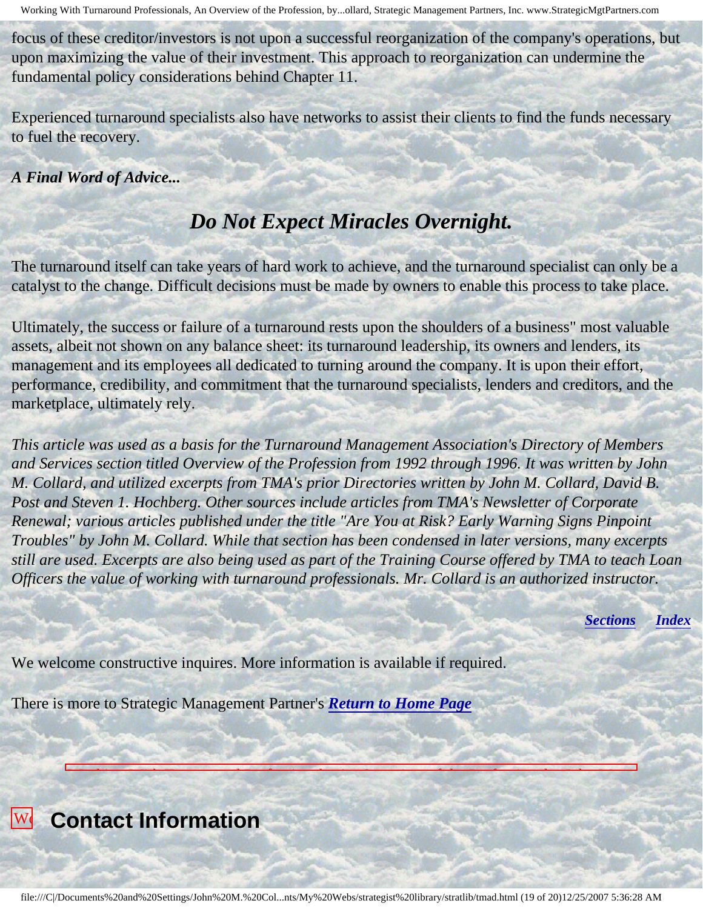focus of these creditor/investors is not upon a successful reorganization of the company's operations, but upon maximizing the value of their investment. This approach to reorganization can undermine the fundamental policy considerations behind Chapter 11.

Experienced turnaround specialists also have networks to assist their clients to find the funds necessary to fuel the recovery.

***A Final Word of Advice...***

## *Do Not Expect Miracles Overnight.*

The turnaround itself can take years of hard work to achieve, and the turnaround specialist can only be a catalyst to the change. Difficult decisions must be made by owners to enable this process to take place.

Ultimately, the success or failure of a turnaround rests upon the shoulders of a business" most valuable assets, albeit not shown on any balance sheet: its turnaround leadership, its owners and lenders, its management and its employees all dedicated to turning around the company. It is upon their effort, performance, credibility, and commitment that the turnaround specialists, lenders and creditors, and the marketplace, ultimately rely.

*This article was used as a basis for the Turnaround Management Association's Directory of Members and Services section titled Overview of the Profession from 1992 through 1996. It was written by John M. Collard, and utilized excerpts from TMA's prior Directories written by John M. Collard, David B. Post and Steven 1. Hochberg. Other sources include articles from TMA's Newsletter of Corporate Renewal; various articles published under the title "Are You at Risk? Early Warning Signs Pinpoint Troubles" by John M. Collard. While that section has been condensed in later versions, many excerpts still are used. Excerpts are also being used as part of the Training Course offered by TMA to teach Loan Officers the value of working with turnaround professionals. Mr. Collard is an authorized instructor.*

***Sections*** ***Index***

We welcome constructive inquires. More information is available if required.

There is more to Strategic Management Partner's ***Return to Home Page***

## Contact Information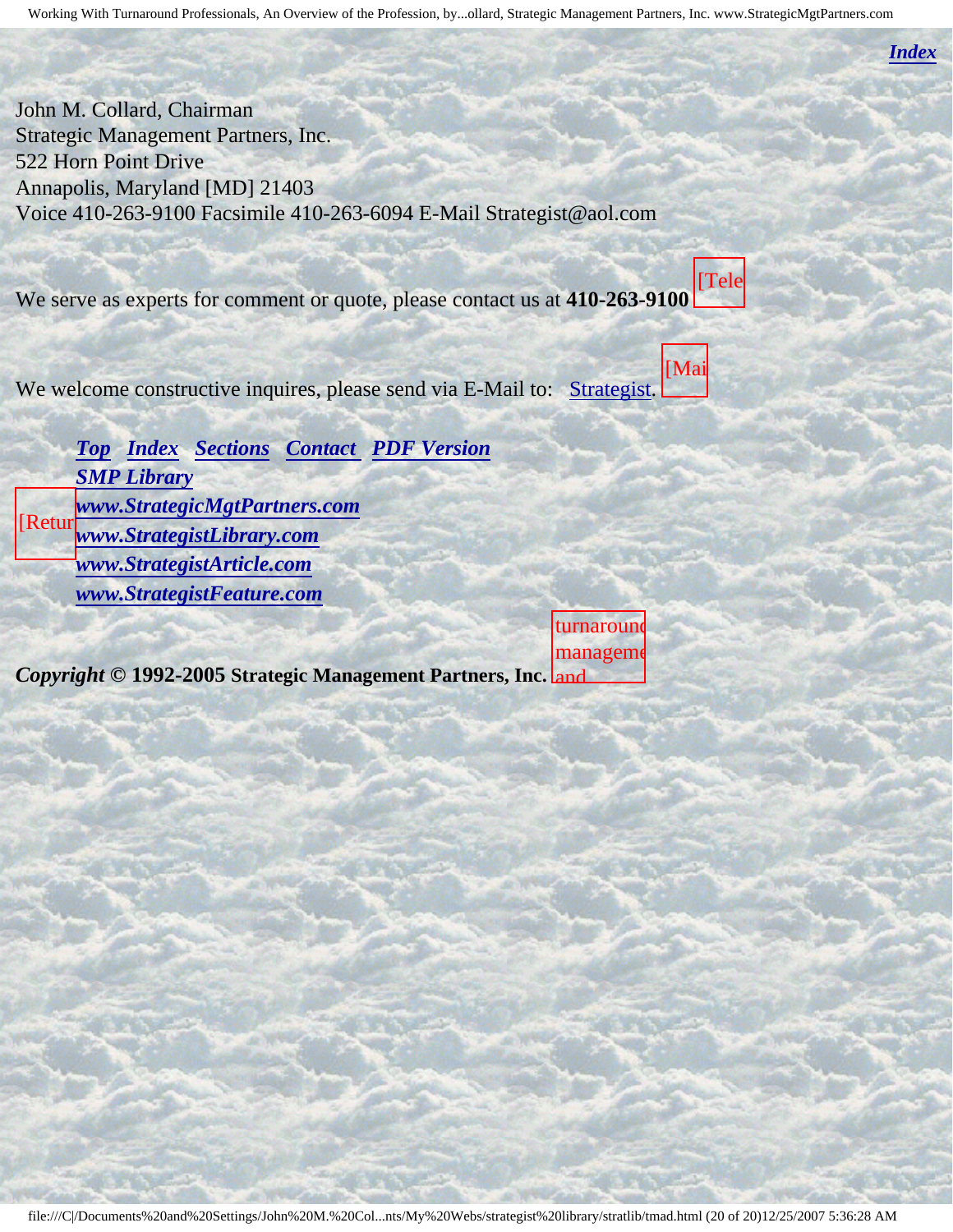***Index***

John M. Collard, Chairman
Strategic Management Partners, Inc.
522 Horn Point Drive
Annapolis, Maryland [MD] 21403
Voice 410-263-9100 Facsimile 410-263-6094 E-Mail Strategist@aol.com

We serve as experts for comment or quote, please contact us at **410-263-9100**

We welcome constructive inquires, please send via E-Mail to: Strategist.

***Top*** ***Index*** ***Sections*** ***Contact*** ***PDF Version***
***SMP Library***
***www.StrategicMgtPartners.com***
***www.StrategistLibrary.com***
***www.StrategistArticle.com***
***www.StrategistFeature.com***

***Copyright*** **© 1992-2005 Strategic Management Partners, Inc.**